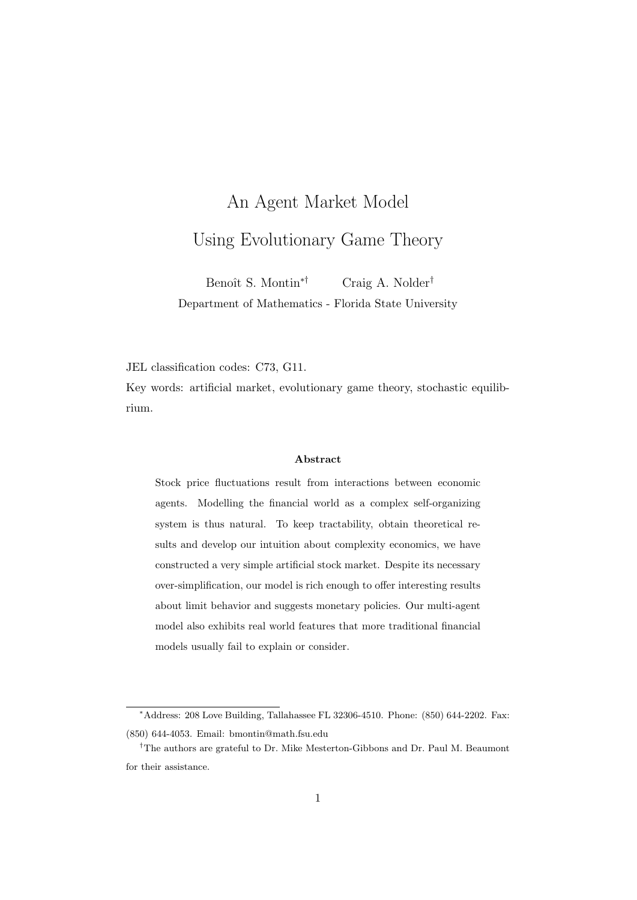# An Agent Market Model Using Evolutionary Game Theory

Benoît S. Montin[*][†] Craig A. Nolder[†]

Department of Mathematics - Florida State University

JEL classification codes: C73, G11.

Key words: artificial market, evolutionary game theory, stochastic equilibrium.

### Abstract

Stock price fluctuations result from interactions between economic agents. Modelling the financial world as a complex self-organizing system is thus natural. To keep tractability, obtain theoretical results and develop our intuition about complexity economics, we have constructed a very simple artificial stock market. Despite its necessary over-simplification, our model is rich enough to offer interesting results about limit behavior and suggests monetary policies. Our multi-agent model also exhibits real world features that more traditional financial models usually fail to explain or consider.

---

[*] Address: 208 Love Building, Tallahassee FL 32306-4510. Phone: (850) 644-2202. Fax: (850) 644-4053. Email: bmontin@math.fsu.edu

[†] The authors are grateful to Dr. Mike Mesterton-Gibbons and Dr. Paul M. Beaumont for their assistance.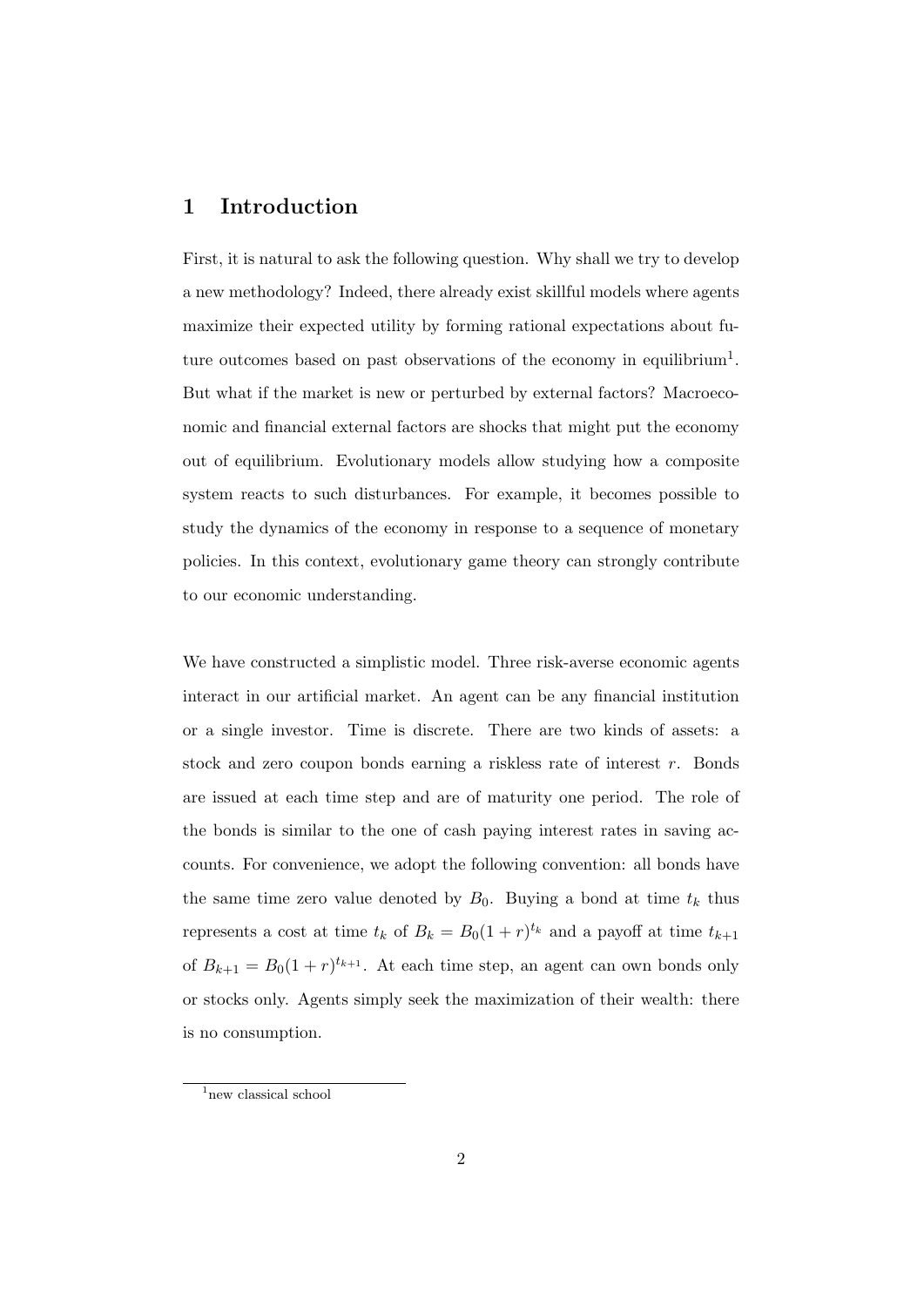# 1 Introduction

First, it is natural to ask the following question. Why shall we try to develop a new methodology? Indeed, there already exist skillful models where agents maximize their expected utility by forming rational expectations about future outcomes based on past observations of the economy in equilibrium[1]. But what if the market is new or perturbed by external factors? Macroeconomic and financial external factors are shocks that might put the economy out of equilibrium. Evolutionary models allow studying how a composite system reacts to such disturbances. For example, it becomes possible to study the dynamics of the economy in response to a sequence of monetary policies. In this context, evolutionary game theory can strongly contribute to our economic understanding.

We have constructed a simplistic model. Three risk-averse economic agents interact in our artificial market. An agent can be any financial institution or a single investor. Time is discrete. There are two kinds of assets: a stock and zero coupon bonds earning a riskless rate of interest $r$. Bonds are issued at each time step and are of maturity one period. The role of the bonds is similar to the one of cash paying interest rates in saving accounts. For convenience, we adopt the following convention: all bonds have the same time zero value denoted by $B_0$. Buying a bond at time $t_k$ thus represents a cost at time $t_k$ of $B_k = B_0(1+r)^{t_k}$ and a payoff at time $t_{k+1}$ of $B_{k+1} = B_0(1+r)^{t_{k+1}}$. At each time step, an agent can own bonds only or stocks only. Agents simply seek the maximization of their wealth: there is no consumption.

[1] new classical school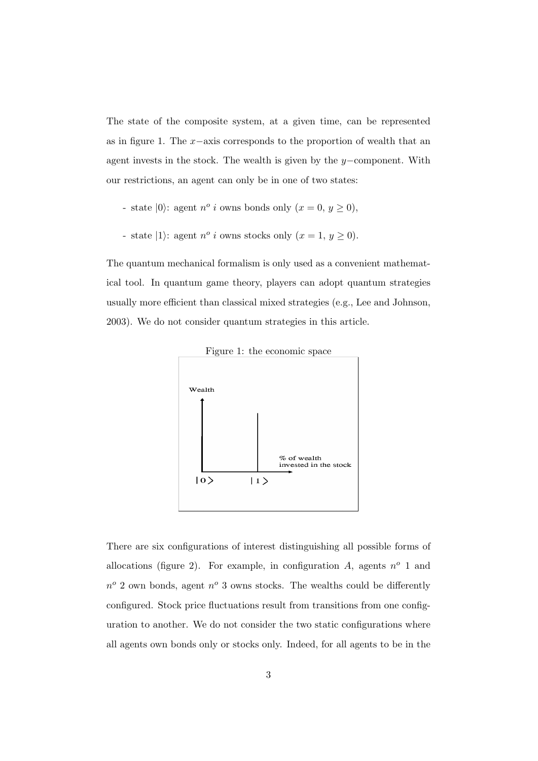The state of the composite system, at a given time, can be represented as in figure 1. The $x-$axis corresponds to the proportion of wealth that an agent invests in the stock. The wealth is given by the $y-$component. With our restrictions, an agent can only be in one of two states:

- state $|0\rangle$: agent $n^o$ $i$ owns bonds only ($x = 0$, $y \geq 0$),

- state $|1\rangle$: agent $n^o$ $i$ owns stocks only ($x = 1$, $y \geq 0$).

The quantum mechanical formalism is only used as a convenient mathematical tool. In quantum game theory, players can adopt quantum strategies usually more efficient than classical mixed strategies (e.g., Lee and Johnson, 2003). We do not consider quantum strategies in this article.

Figure 1: the economic space

There are six configurations of interest distinguishing all possible forms of allocations (figure 2). For example, in configuration $A$, agents $n^o$ 1 and $n^o$ 2 own bonds, agent $n^o$ 3 owns stocks. The wealths could be differently configured. Stock price fluctuations result from transitions from one configuration to another. We do not consider the two static configurations where all agents own bonds only or stocks only. Indeed, for all agents to be in the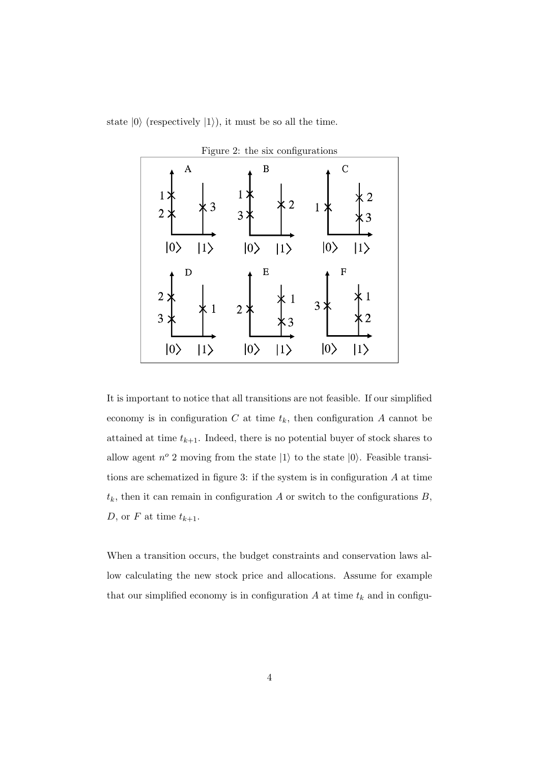state $|0\rangle$ (respectively $|1\rangle$), it must be so all the time.

Figure 2: the six configurations

It is important to notice that all transitions are not feasible. If our simplified economy is in configuration $C$ at time $t_k$, then configuration $A$ cannot be attained at time $t_{k+1}$. Indeed, there is no potential buyer of stock shares to allow agent $n^o$ 2 moving from the state $|1\rangle$ to the state $|0\rangle$. Feasible transitions are schematized in figure 3: if the system is in configuration $A$ at time $t_k$, then it can remain in configuration $A$ or switch to the configurations $B$, $D$, or $F$ at time $t_{k+1}$.

When a transition occurs, the budget constraints and conservation laws allow calculating the new stock price and allocations. Assume for example that our simplified economy is in configuration $A$ at time $t_k$ and in configu-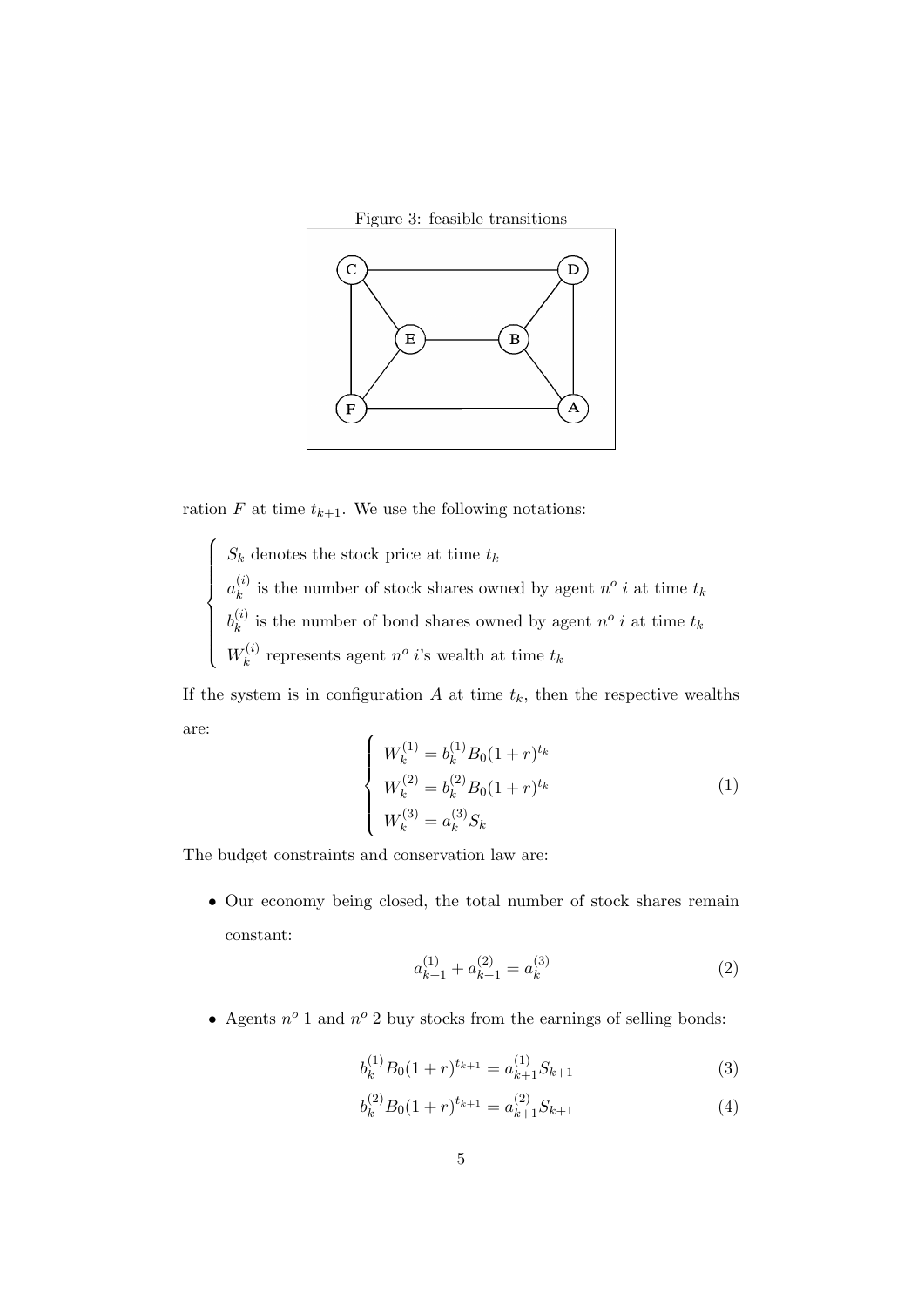Figure 3: feasible transitions

ration $F$ at time $t_{k+1}$. We use the following notations:

$$
\begin{cases}
S_k \text{ denotes the stock price at time } t_k \\
a_k^{(i)} \text{ is the number of stock shares owned by agent } n^o\ i \text{ at time } t_k \\
b_k^{(i)} \text{ is the number of bond shares owned by agent } n^o\ i \text{ at time } t_k \\
W_k^{(i)} \text{ represents agent } n^o\ i\text{'s wealth at time } t_k
\end{cases}
$$

If the system is in configuration $A$ at time $t_k$, then the respective wealths are:

$$
\begin{cases}
W_k^{(1)} = b_k^{(1)} B_0 (1+r)^{t_k} \\
W_k^{(2)} = b_k^{(2)} B_0 (1+r)^{t_k} \\
W_k^{(3)} = a_k^{(3)} S_k
\end{cases}
\tag{1}
$$

The budget constraints and conservation law are:

- Our economy being closed, the total number of stock shares remain constant:

$$
a_{k+1}^{(1)} + a_{k+1}^{(2)} = a_k^{(3)} \tag{2}
$$

- Agents $n^o$ 1 and $n^o$ 2 buy stocks from the earnings of selling bonds:

$$
b_k^{(1)} B_0 (1+r)^{t_{k+1}} = a_{k+1}^{(1)} S_{k+1} \tag{3}
$$

$$
b_k^{(2)} B_0 (1+r)^{t_{k+1}} = a_{k+1}^{(2)} S_{k+1} \tag{4}
$$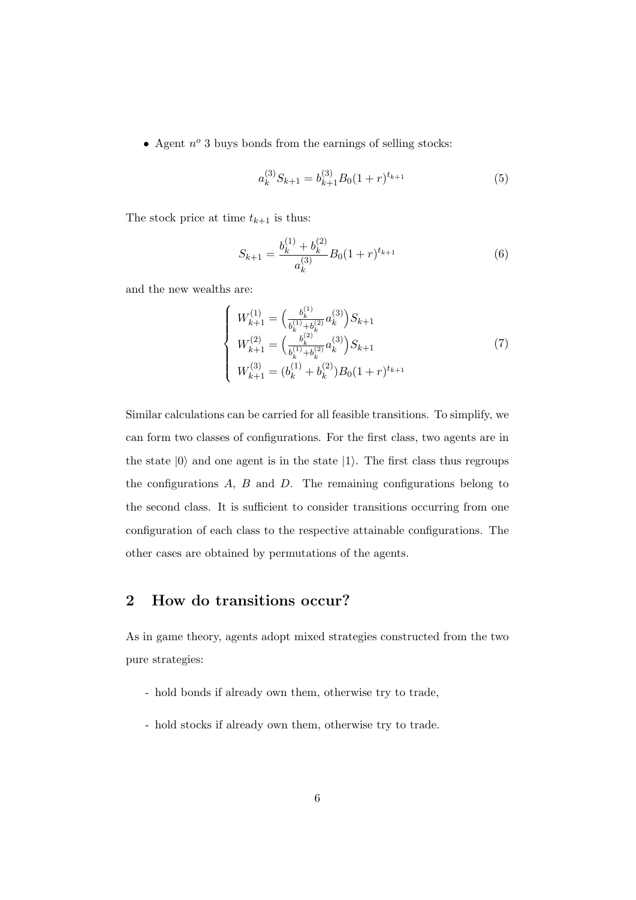- Agent $n^o$ 3 buys bonds from the earnings of selling stocks:

$$a_k^{(3)} S_{k+1} = b_{k+1}^{(3)} B_0 (1+r)^{t_{k+1}} \tag{5}$$

The stock price at time $t_{k+1}$ is thus:

$$S_{k+1} = \frac{b_k^{(1)} + b_k^{(2)}}{a_k^{(3)}} B_0 (1+r)^{t_{k+1}} \tag{6}$$

and the new wealths are:

$$\left\{ \begin{array}{l} W_{k+1}^{(1)} = \left( \frac{b_k^{(1)}}{b_k^{(1)} + b_k^{(2)}} a_k^{(3)} \right) S_{k+1} \\ W_{k+1}^{(2)} = \left( \frac{b_k^{(2)}}{b_k^{(1)} + b_k^{(2)}} a_k^{(3)} \right) S_{k+1} \\ W_{k+1}^{(3)} = (b_k^{(1)} + b_k^{(2)}) B_0 (1+r)^{t_{k+1}} \end{array} \right. \tag{7}$$

Similar calculations can be carried for all feasible transitions. To simplify, we can form two classes of configurations. For the first class, two agents are in the state $|0\rangle$ and one agent is in the state $|1\rangle$. The first class thus regroups the configurations $A$, $B$ and $D$. The remaining configurations belong to the second class. It is sufficient to consider transitions occurring from one configuration of each class to the respective attainable configurations. The other cases are obtained by permutations of the agents.

## 2 How do transitions occur?

As in game theory, agents adopt mixed strategies constructed from the two pure strategies:

- hold bonds if already own them, otherwise try to trade,

- hold stocks if already own them, otherwise try to trade.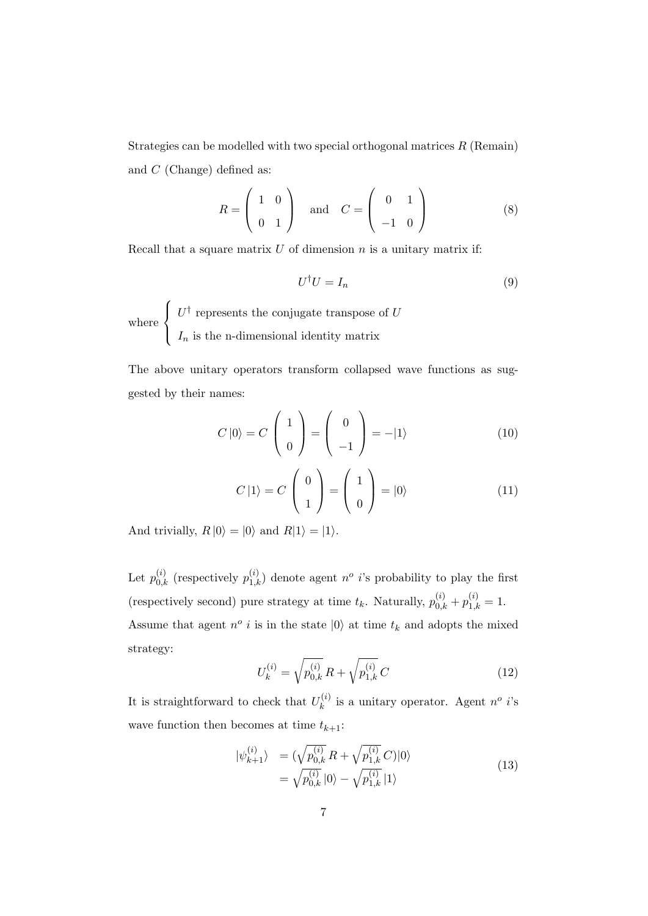Strategies can be modelled with two special orthogonal matrices $R$ (Remain) and $C$ (Change) defined as:

$$R = \begin{pmatrix} 1 & 0 \\ 0 & 1 \end{pmatrix} \quad \text{and} \quad C = \begin{pmatrix} 0 & 1 \\ -1 & 0 \end{pmatrix} \tag{8}$$

Recall that a square matrix $U$ of dimension $n$ is a unitary matrix if:

$$U^\dagger U = I_n \tag{9}$$

where $\begin{cases} U^\dagger \text{ represents the conjugate transpose of } U \\ I_n \text{ is the n-dimensional identity matrix} \end{cases}$

The above unitary operators transform collapsed wave functions as suggested by their names:

$$C\,|0\rangle = C \begin{pmatrix} 1 \\ 0 \end{pmatrix} = \begin{pmatrix} 0 \\ -1 \end{pmatrix} = -|1\rangle \tag{10}$$

$$C\,|1\rangle = C \begin{pmatrix} 0 \\ 1 \end{pmatrix} = \begin{pmatrix} 1 \\ 0 \end{pmatrix} = |0\rangle \tag{11}$$

And trivially, $R\,|0\rangle = |0\rangle$ and $R|1\rangle = |1\rangle$.

Let $p_{0,k}^{(i)}$ (respectively $p_{1,k}^{(i)}$) denote agent $n^o$ $i$'s probability to play the first (respectively second) pure strategy at time $t_k$. Naturally, $p_{0,k}^{(i)} + p_{1,k}^{(i)} = 1$. Assume that agent $n^o$ $i$ is in the state $|0\rangle$ at time $t_k$ and adopts the mixed strategy:

$$U_k^{(i)} = \sqrt{p_{0,k}^{(i)}}\,R + \sqrt{p_{1,k}^{(i)}}\,C \tag{12}$$

It is straightforward to check that $U_k^{(i)}$ is a unitary operator. Agent $n^o$ $i$'s wave function then becomes at time $t_{k+1}$:

$$\begin{aligned} |\psi_{k+1}^{(i)}\rangle &= (\sqrt{p_{0,k}^{(i)}}\,R + \sqrt{p_{1,k}^{(i)}}\,C)|0\rangle \\ &= \sqrt{p_{0,k}^{(i)}}\,|0\rangle - \sqrt{p_{1,k}^{(i)}}\,|1\rangle \end{aligned} \tag{13}$$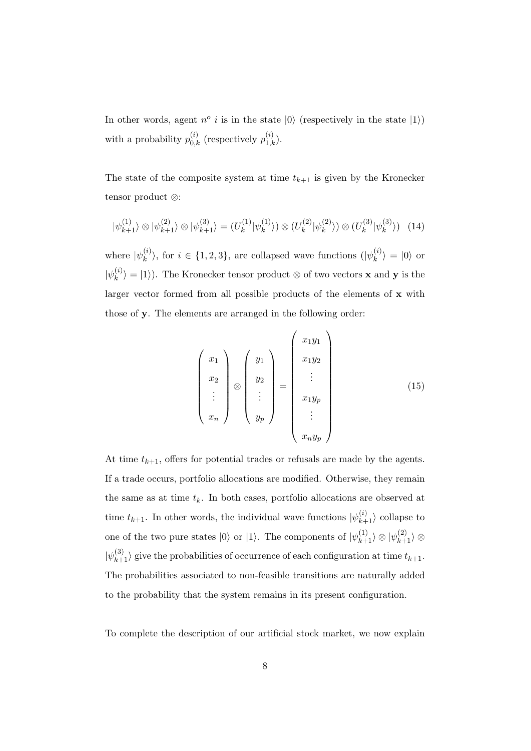In other words, agent $n^o$ $i$ is in the state $|0\rangle$ (respectively in the state $|1\rangle$) with a probability $p_{0,k}^{(i)}$ (respectively $p_{1,k}^{(i)}$).

The state of the composite system at time $t_{k+1}$ is given by the Kronecker tensor product $\otimes$:

$$|\psi_{k+1}^{(1)}\rangle \otimes |\psi_{k+1}^{(2)}\rangle \otimes |\psi_{k+1}^{(3)}\rangle = (U_k^{(1)}|\psi_k^{(1)}\rangle) \otimes (U_k^{(2)}|\psi_k^{(2)}\rangle) \otimes (U_k^{(3)}|\psi_k^{(3)}\rangle) \quad (14)$$

where $|\psi_k^{(i)}\rangle$, for $i \in \{1, 2, 3\}$, are collapsed wave functions ($|\psi_k^{(i)}\rangle = |0\rangle$ or $|\psi_k^{(i)}\rangle = |1\rangle$). The Kronecker tensor product $\otimes$ of two vectors $\mathbf{x}$ and $\mathbf{y}$ is the larger vector formed from all possible products of the elements of $\mathbf{x}$ with those of $\mathbf{y}$. The elements are arranged in the following order:

$$\begin{pmatrix} x_1 \\ x_2 \\ \vdots \\ x_n \end{pmatrix} \otimes \begin{pmatrix} y_1 \\ y_2 \\ \vdots \\ y_p \end{pmatrix} = \begin{pmatrix} x_1 y_1 \\ x_1 y_2 \\ \vdots \\ x_1 y_p \\ \vdots \\ x_n y_p \end{pmatrix} \quad (15)$$

At time $t_{k+1}$, offers for potential trades or refusals are made by the agents. If a trade occurs, portfolio allocations are modified. Otherwise, they remain the same as at time $t_k$. In both cases, portfolio allocations are observed at time $t_{k+1}$. In other words, the individual wave functions $|\psi_{k+1}^{(i)}\rangle$ collapse to one of the two pure states $|0\rangle$ or $|1\rangle$. The components of $|\psi_{k+1}^{(1)}\rangle \otimes |\psi_{k+1}^{(2)}\rangle \otimes |\psi_{k+1}^{(3)}\rangle$ give the probabilities of occurrence of each configuration at time $t_{k+1}$. The probabilities associated to non-feasible transitions are naturally added to the probability that the system remains in its present configuration.

To complete the description of our artificial stock market, we now explain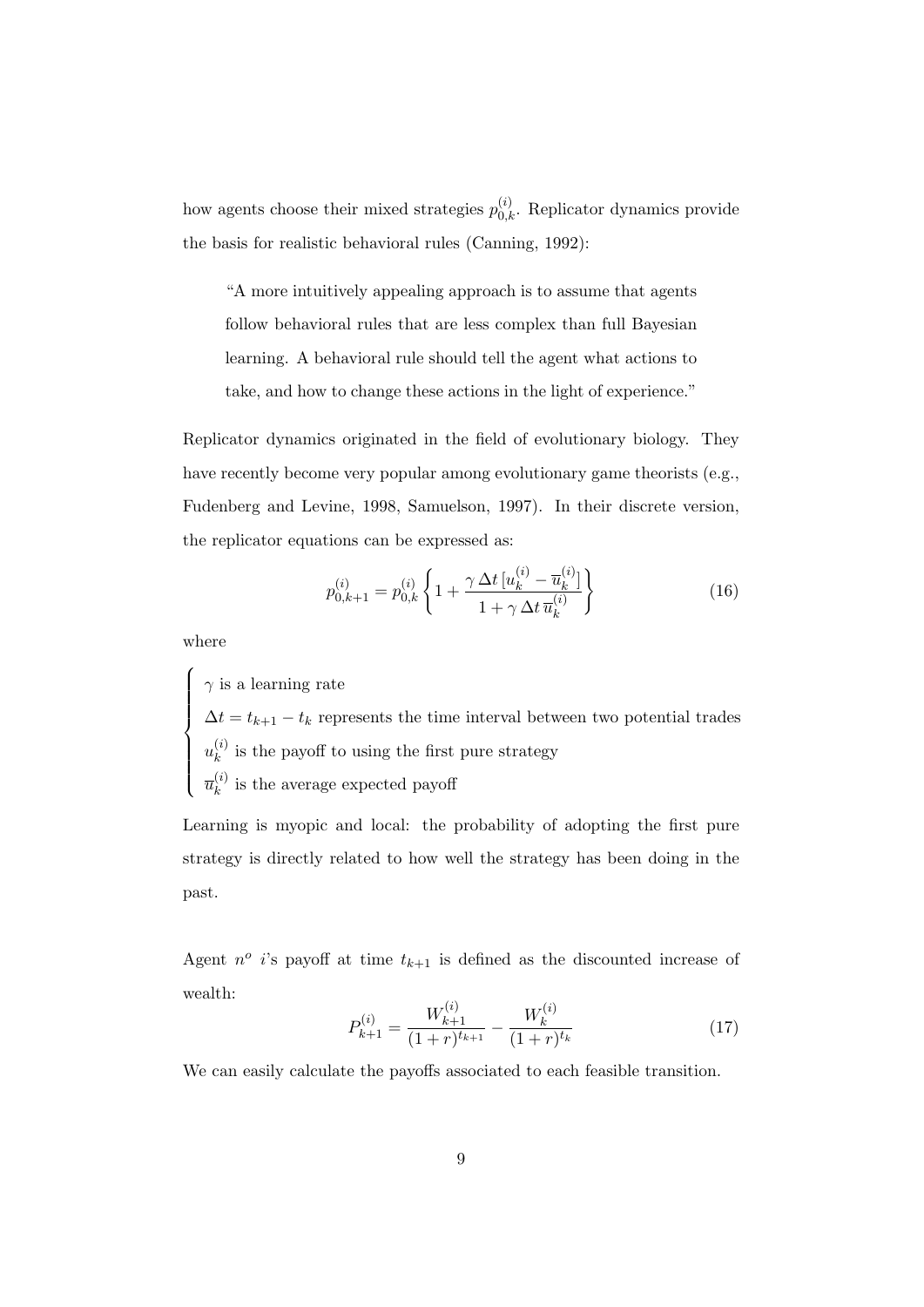how agents choose their mixed strategies $p_{0,k}^{(i)}$. Replicator dynamics provide the basis for realistic behavioral rules (Canning, 1992):

> "A more intuitively appealing approach is to assume that agents follow behavioral rules that are less complex than full Bayesian learning. A behavioral rule should tell the agent what actions to take, and how to change these actions in the light of experience."

Replicator dynamics originated in the field of evolutionary biology. They have recently become very popular among evolutionary game theorists (e.g., Fudenberg and Levine, 1998, Samuelson, 1997). In their discrete version, the replicator equations can be expressed as:

$$p_{0,k+1}^{(i)} = p_{0,k}^{(i)} \left\{ 1 + \frac{\gamma \, \Delta t \, [u_k^{(i)} - \overline{u}_k^{(i)}]}{1 + \gamma \, \Delta t \, \overline{u}_k^{(i)}} \right\} \tag{16}$$

where

$$\begin{cases} \gamma \text{ is a learning rate} \\ \Delta t = t_{k+1} - t_k \text{ represents the time interval between two potential trades} \\ u_k^{(i)} \text{ is the payoff to using the first pure strategy} \\ \overline{u}_k^{(i)} \text{ is the average expected payoff} \end{cases}$$

Learning is myopic and local: the probability of adopting the first pure strategy is directly related to how well the strategy has been doing in the past.

Agent $n^o$ $i$'s payoff at time $t_{k+1}$ is defined as the discounted increase of wealth:

$$P_{k+1}^{(i)} = \frac{W_{k+1}^{(i)}}{(1+r)^{t_{k+1}}} - \frac{W_k^{(i)}}{(1+r)^{t_k}} \tag{17}$$

We can easily calculate the payoffs associated to each feasible transition.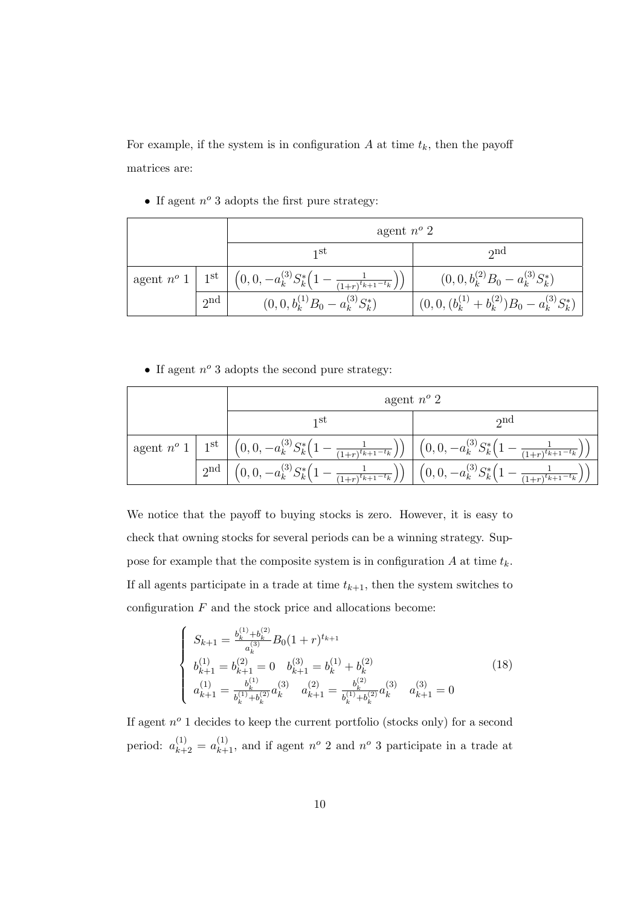For example, if the system is in configuration $A$ at time $t_k$, then the payoff matrices are:

- If agent $n^o$ 3 adopts the first pure strategy:

| | | agent $n^o$ 2 | |
|---|---|---|---|
| | | $1^{\text{st}}$ | $2^{\text{nd}}$ |
| agent $n^o$ 1 | $1^{\text{st}}$ | $\left(0, 0, -a_k^{(3)} S_k^* \left(1 - \frac{1}{(1+r)^{t_{k+1}-t_k}}\right)\right)$ | $(0, 0, b_k^{(2)} B_0 - a_k^{(3)} S_k^*)$ |
| | $2^{\text{nd}}$ | $(0, 0, b_k^{(1)} B_0 - a_k^{(3)} S_k^*)$ | $(0, 0, (b_k^{(1)} + b_k^{(2)}) B_0 - a_k^{(3)} S_k^*)$ |

- If agent $n^o$ 3 adopts the second pure strategy:

| | | agent $n^o$ 2 | |
|---|---|---|---|
| | | $1^{\text{st}}$ | $2^{\text{nd}}$ |
| agent $n^o$ 1 | $1^{\text{st}}$ | $\left(0, 0, -a_k^{(3)} S_k^* \left(1 - \frac{1}{(1+r)^{t_{k+1}-t_k}}\right)\right)$ | $\left(0, 0, -a_k^{(3)} S_k^* \left(1 - \frac{1}{(1+r)^{t_{k+1}-t_k}}\right)\right)$ |
| | $2^{\text{nd}}$ | $\left(0, 0, -a_k^{(3)} S_k^* \left(1 - \frac{1}{(1+r)^{t_{k+1}-t_k}}\right)\right)$ | $\left(0, 0, -a_k^{(3)} S_k^* \left(1 - \frac{1}{(1+r)^{t_{k+1}-t_k}}\right)\right)$ |

We notice that the payoff to buying stocks is zero. However, it is easy to check that owning stocks for several periods can be a winning strategy. Suppose for example that the composite system is in configuration $A$ at time $t_k$. If all agents participate in a trade at time $t_{k+1}$, then the system switches to configuration $F$ and the stock price and allocations become:

$$
\left\{
\begin{array}{l}
S_{k+1} = \frac{b_k^{(1)} + b_k^{(2)}}{a_k^{(3)}} B_0 (1+r)^{t_{k+1}} \\
b_{k+1}^{(1)} = b_{k+1}^{(2)} = 0 \quad b_{k+1}^{(3)} = b_k^{(1)} + b_k^{(2)} \\
a_{k+1}^{(1)} = \frac{b_k^{(1)}}{b_k^{(1)} + b_k^{(2)}} a_k^{(3)} \quad a_{k+1}^{(2)} = \frac{b_k^{(2)}}{b_k^{(1)} + b_k^{(2)}} a_k^{(3)} \quad a_{k+1}^{(3)} = 0
\end{array}
\right.
\tag{18}
$$

If agent $n^o$ 1 decides to keep the current portfolio (stocks only) for a second period: $a_{k+2}^{(1)} = a_{k+1}^{(1)}$, and if agent $n^o$ 2 and $n^o$ 3 participate in a trade at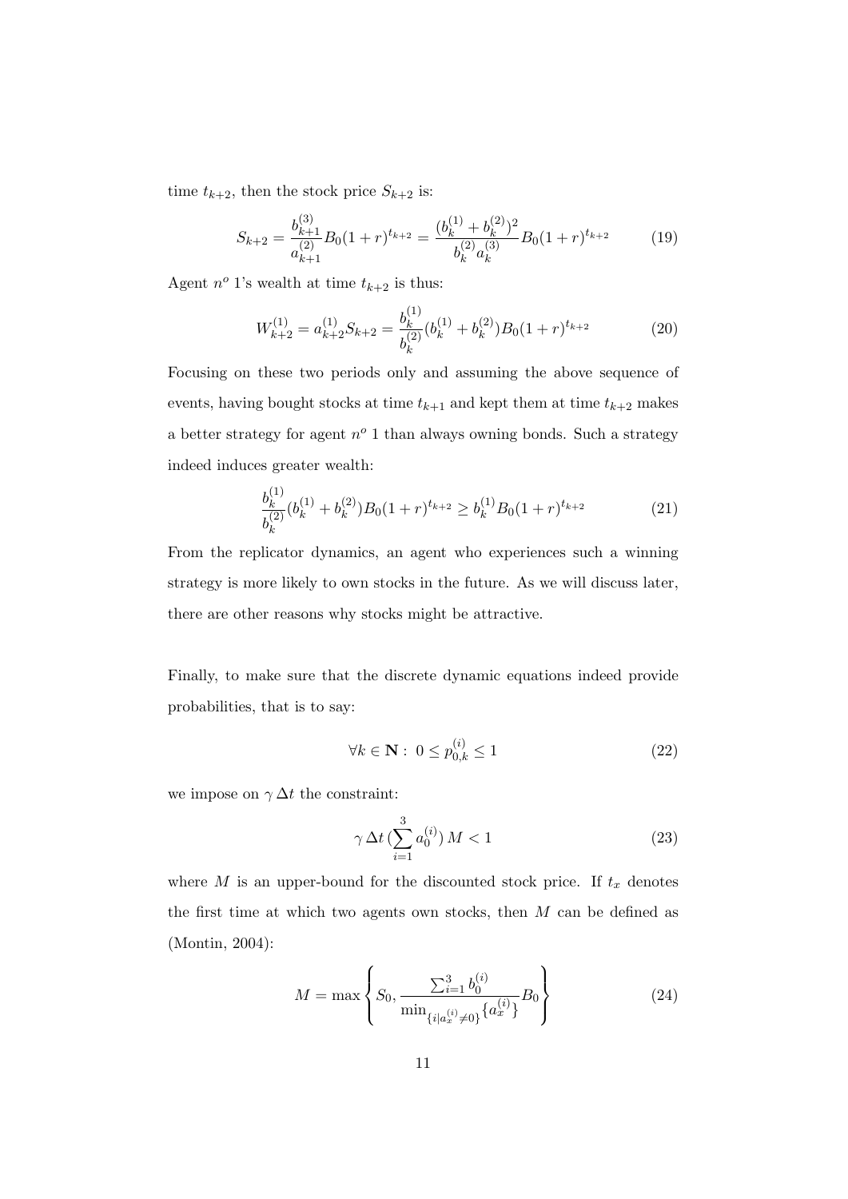time $t_{k+2}$, then the stock price $S_{k+2}$ is:

$$S_{k+2} = \frac{b_{k+1}^{(3)}}{a_{k+1}^{(2)}} B_0 (1+r)^{t_{k+2}} = \frac{(b_k^{(1)} + b_k^{(2)})^2}{b_k^{(2)} a_k^{(3)}} B_0 (1+r)^{t_{k+2}} \tag{19}$$

Agent $n^o$ 1's wealth at time $t_{k+2}$ is thus:

$$W_{k+2}^{(1)} = a_{k+2}^{(1)} S_{k+2} = \frac{b_k^{(1)}}{b_k^{(2)}} (b_k^{(1)} + b_k^{(2)}) B_0 (1+r)^{t_{k+2}} \tag{20}$$

Focusing on these two periods only and assuming the above sequence of events, having bought stocks at time $t_{k+1}$ and kept them at time $t_{k+2}$ makes a better strategy for agent $n^o$ 1 than always owning bonds. Such a strategy indeed induces greater wealth:

$$\frac{b_k^{(1)}}{b_k^{(2)}} (b_k^{(1)} + b_k^{(2)}) B_0 (1+r)^{t_{k+2}} \geq b_k^{(1)} B_0 (1+r)^{t_{k+2}} \tag{21}$$

From the replicator dynamics, an agent who experiences such a winning strategy is more likely to own stocks in the future. As we will discuss later, there are other reasons why stocks might be attractive.

Finally, to make sure that the discrete dynamic equations indeed provide probabilities, that is to say:

$$\forall k \in \mathbf{N} : \; 0 \leq p_{0,k}^{(i)} \leq 1 \tag{22}$$

we impose on $\gamma \, \Delta t$ the constraint:

$$\gamma \, \Delta t \, (\sum_{i=1}^{3} a_0^{(i)}) \, M < 1 \tag{23}$$

where $M$ is an upper-bound for the discounted stock price. If $t_x$ denotes the first time at which two agents own stocks, then $M$ can be defined as (Montin, 2004):

$$M = \max \left\{ S_0, \frac{\sum_{i=1}^{3} b_0^{(i)}}{\min_{\{i | a_x^{(i)} \neq 0\}} \{a_x^{(i)}\}} B_0 \right\} \tag{24}$$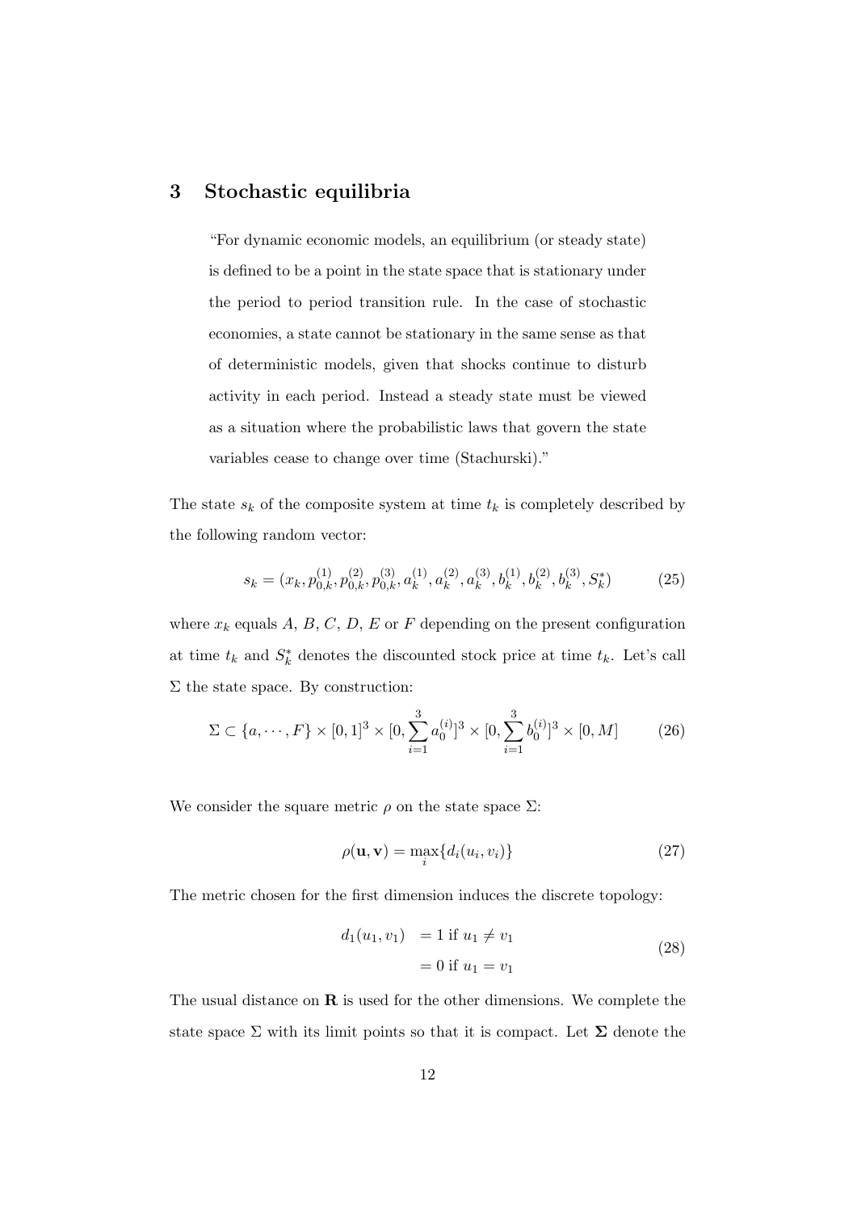## 3 Stochastic equilibria

> "For dynamic economic models, an equilibrium (or steady state) is defined to be a point in the state space that is stationary under the period to period transition rule. In the case of stochastic economies, a state cannot be stationary in the same sense as that of deterministic models, given that shocks continue to disturb activity in each period. Instead a steady state must be viewed as a situation where the probabilistic laws that govern the state variables cease to change over time (Stachurski)."

The state $s_k$ of the composite system at time $t_k$ is completely described by the following random vector:

$$s_k = (x_k, p_{0,k}^{(1)}, p_{0,k}^{(2)}, p_{0,k}^{(3)}, a_k^{(1)}, a_k^{(2)}, a_k^{(3)}, b_k^{(1)}, b_k^{(2)}, b_k^{(3)}, S_k^*) \tag{25}$$

where $x_k$ equals $A$, $B$, $C$, $D$, $E$ or $F$ depending on the present configuration at time $t_k$ and $S_k^*$ denotes the discounted stock price at time $t_k$. Let's call $\Sigma$ the state space. By construction:

$$\Sigma \subset \{a, \cdots, F\} \times [0,1]^3 \times [0, \sum_{i=1}^{3} a_0^{(i)}]^3 \times [0, \sum_{i=1}^{3} b_0^{(i)}]^3 \times [0, M] \tag{26}$$

We consider the square metric $\rho$ on the state space $\Sigma$:

$$\rho(\mathbf{u}, \mathbf{v}) = \max_i \{d_i(u_i, v_i)\} \tag{27}$$

The metric chosen for the first dimension induces the discrete topology:

$$\begin{aligned} d_1(u_1, v_1) &= 1 \text{ if } u_1 \neq v_1 \\ &= 0 \text{ if } u_1 = v_1 \end{aligned} \tag{28}$$

The usual distance on $\mathbf{R}$ is used for the other dimensions. We complete the state space $\Sigma$ with its limit points so that it is compact. Let $\mathbf{\Sigma}$ denote the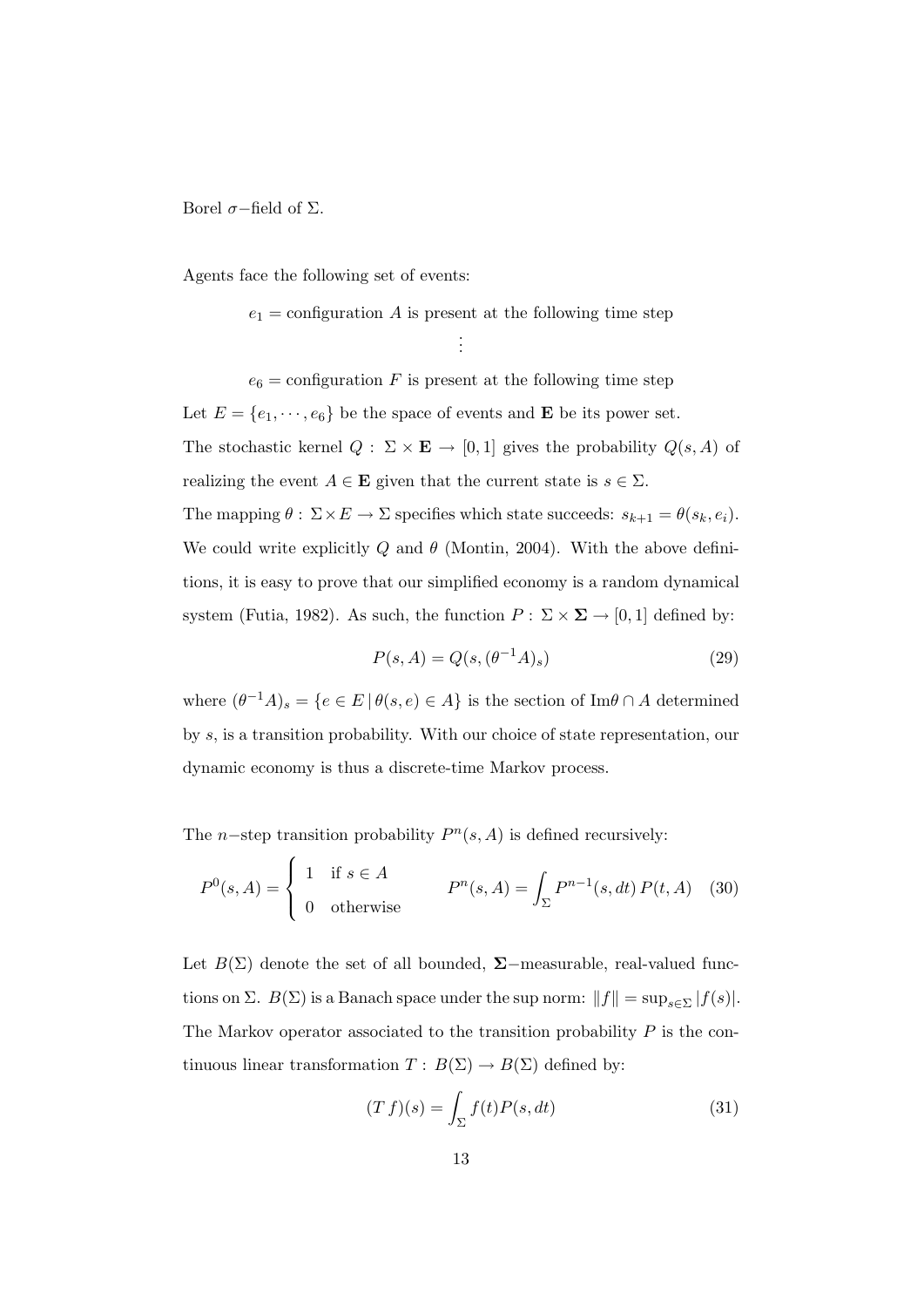Borel $\sigma-$field of $\Sigma$.

Agents face the following set of events:

$$
\begin{gathered}
e_1 = \text{configuration } A \text{ is present at the following time step} \\
\vdots \\
e_6 = \text{configuration } F \text{ is present at the following time step}
\end{gathered}
$$

Let $E = \{e_1, \cdots, e_6\}$ be the space of events and $\mathbf{E}$ be its power set.

The stochastic kernel $Q : \Sigma \times \mathbf{E} \to [0, 1]$ gives the probability $Q(s, A)$ of realizing the event $A \in \mathbf{E}$ given that the current state is $s \in \Sigma$.

The mapping $\theta : \Sigma \times E \to \Sigma$ specifies which state succeeds: $s_{k+1} = \theta(s_k, e_i)$. We could write explicitly $Q$ and $\theta$ (Montin, 2004). With the above definitions, it is easy to prove that our simplified economy is a random dynamical system (Futia, 1982). As such, the function $P : \Sigma \times \mathbf{\Sigma} \to [0, 1]$ defined by:

$$
P(s, A) = Q(s, (\theta^{-1}A)_s) \tag{29}
$$

where $(\theta^{-1}A)_s = \{e \in E \,|\, \theta(s, e) \in A\}$ is the section of $\text{Im}\theta \cap A$ determined by $s$, is a transition probability. With our choice of state representation, our dynamic economy is thus a discrete-time Markov process.

The $n-$step transition probability $P^n(s, A)$ is defined recursively:

$$
P^0(s, A) = \begin{cases} 1 & \text{if } s \in A \\ 0 & \text{otherwise} \end{cases} \qquad P^n(s, A) = \int_\Sigma P^{n-1}(s, dt)\, P(t, A) \tag{30}
$$

Let $B(\Sigma)$ denote the set of all bounded, $\mathbf{\Sigma}-$measurable, real-valued functions on $\Sigma$. $B(\Sigma)$ is a Banach space under the sup norm: $\|f\| = \sup_{s \in \Sigma} |f(s)|$. The Markov operator associated to the transition probability $P$ is the continuous linear transformation $T : B(\Sigma) \to B(\Sigma)$ defined by:

$$
(T\, f)(s) = \int_\Sigma f(t) P(s, dt) \tag{31}
$$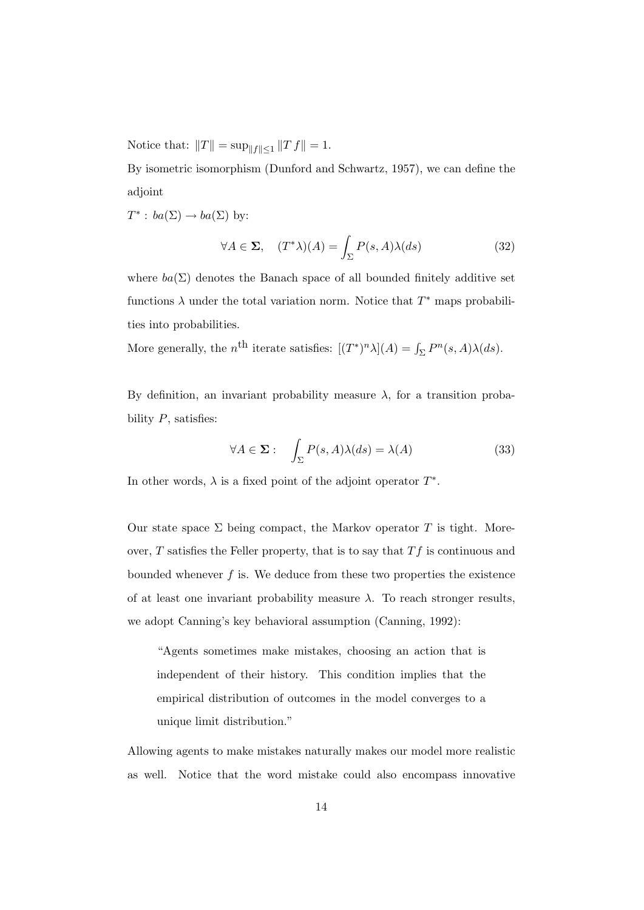Notice that: $\|T\| = \sup_{\|f\|\leq 1} \|T\,f\| = 1$.

By isometric isomorphism (Dunford and Schwartz, 1957), we can define the adjoint

$T^* : ba(\Sigma) \to ba(\Sigma)$ by:

$$\forall A \in \mathbf{\Sigma}, \quad (T^*\lambda)(A) = \int_{\Sigma} P(s, A)\lambda(ds) \tag{32}$$

where $ba(\Sigma)$ denotes the Banach space of all bounded finitely additive set functions $\lambda$ under the total variation norm. Notice that $T^*$ maps probabilities into probabilities.

More generally, the $n^{\text{th}}$ iterate satisfies: $[(T^*)^n\lambda](A) = \int_{\Sigma} P^n(s, A)\lambda(ds)$.

By definition, an invariant probability measure $\lambda$, for a transition probability $P$, satisfies:

$$\forall A \in \mathbf{\Sigma} : \quad \int_{\Sigma} P(s, A)\lambda(ds) = \lambda(A) \tag{33}$$

In other words, $\lambda$ is a fixed point of the adjoint operator $T^*$.

Our state space $\Sigma$ being compact, the Markov operator $T$ is tight. Moreover, $T$ satisfies the Feller property, that is to say that $Tf$ is continuous and bounded whenever $f$ is. We deduce from these two properties the existence of at least one invariant probability measure $\lambda$. To reach stronger results, we adopt Canning's key behavioral assumption (Canning, 1992):

> "Agents sometimes make mistakes, choosing an action that is independent of their history. This condition implies that the empirical distribution of outcomes in the model converges to a unique limit distribution."

Allowing agents to make mistakes naturally makes our model more realistic as well. Notice that the word mistake could also encompass innovative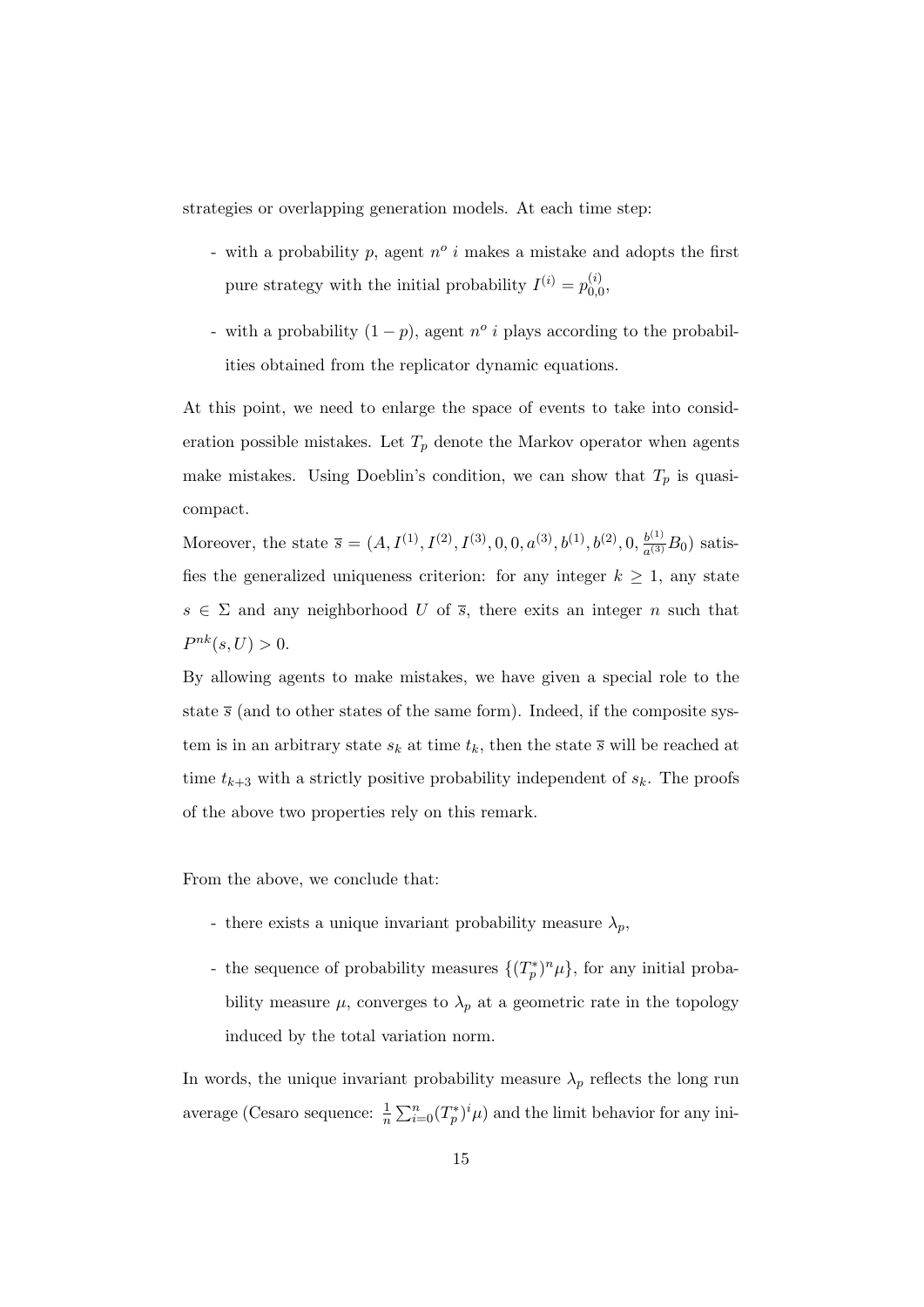strategies or overlapping generation models. At each time step:

- with a probability $p$, agent $n^o$ $i$ makes a mistake and adopts the first pure strategy with the initial probability $I^{(i)} = p_{0,0}^{(i)}$,
- with a probability $(1-p)$, agent $n^o$ $i$ plays according to the probabilities obtained from the replicator dynamic equations.

At this point, we need to enlarge the space of events to take into consideration possible mistakes. Let $T_p$ denote the Markov operator when agents make mistakes. Using Doeblin's condition, we can show that $T_p$ is quasi-compact.

Moreover, the state $\overline{s} = (A, I^{(1)}, I^{(2)}, I^{(3)}, 0, 0, a^{(3)}, b^{(1)}, b^{(2)}, 0, \frac{b^{(1)}}{a^{(3)}} B_0)$ satisfies the generalized uniqueness criterion: for any integer $k \geq 1$, any state $s \in \Sigma$ and any neighborhood $U$ of $\overline{s}$, there exits an integer $n$ such that $P^{nk}(s, U) > 0$.

By allowing agents to make mistakes, we have given a special role to the state $\overline{s}$ (and to other states of the same form). Indeed, if the composite system is in an arbitrary state $s_k$ at time $t_k$, then the state $\overline{s}$ will be reached at time $t_{k+3}$ with a strictly positive probability independent of $s_k$. The proofs of the above two properties rely on this remark.

From the above, we conclude that:

- there exists a unique invariant probability measure $\lambda_p$,
- the sequence of probability measures $\{(T_p^*)^n \mu\}$, for any initial probability measure $\mu$, converges to $\lambda_p$ at a geometric rate in the topology induced by the total variation norm.

In words, the unique invariant probability measure $\lambda_p$ reflects the long run average (Cesaro sequence: $\frac{1}{n} \sum_{i=0}^{n} (T_p^*)^i \mu$) and the limit behavior for any ini-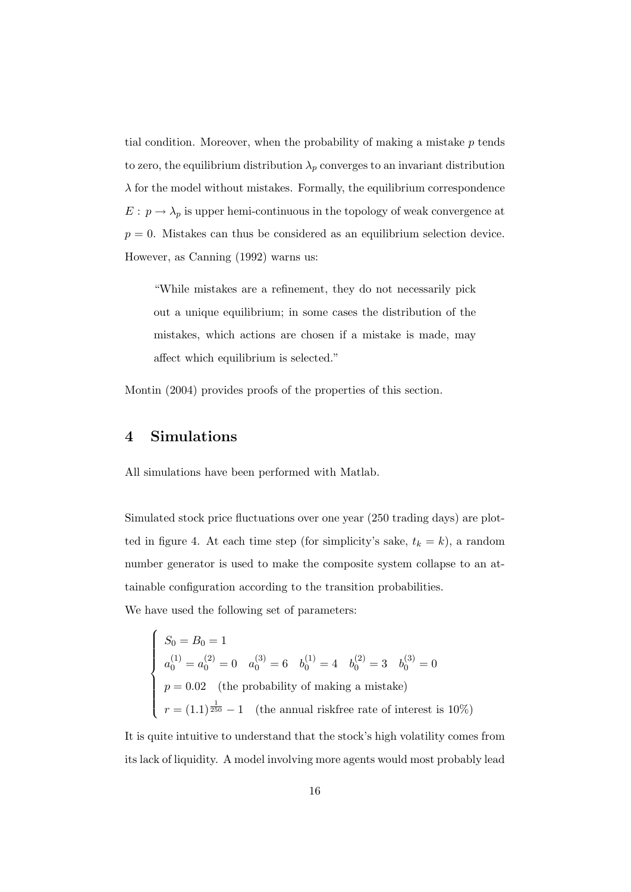tial condition. Moreover, when the probability of making a mistake $p$ tends to zero, the equilibrium distribution $\lambda_p$ converges to an invariant distribution $\lambda$ for the model without mistakes. Formally, the equilibrium correspondence $E: p \to \lambda_p$ is upper hemi-continuous in the topology of weak convergence at $p = 0$. Mistakes can thus be considered as an equilibrium selection device. However, as Canning (1992) warns us:

> "While mistakes are a refinement, they do not necessarily pick out a unique equilibrium; in some cases the distribution of the mistakes, which actions are chosen if a mistake is made, may affect which equilibrium is selected."

Montin (2004) provides proofs of the properties of this section.

## 4 Simulations

All simulations have been performed with Matlab.

Simulated stock price fluctuations over one year (250 trading days) are plotted in figure 4. At each time step (for simplicity's sake, $t_k = k$), a random number generator is used to make the composite system collapse to an attainable configuration according to the transition probabilities.
We have used the following set of parameters:

$$
\begin{cases}
S_0 = B_0 = 1 \\
a_0^{(1)} = a_0^{(2)} = 0 \quad a_0^{(3)} = 6 \quad b_0^{(1)} = 4 \quad b_0^{(2)} = 3 \quad b_0^{(3)} = 0 \\
p = 0.02 \quad \text{(the probability of making a mistake)} \\
r = (1.1)^{\frac{1}{250}} - 1 \quad \text{(the annual riskfree rate of interest is 10\%)}
\end{cases}
$$

It is quite intuitive to understand that the stock's high volatility comes from its lack of liquidity. A model involving more agents would most probably lead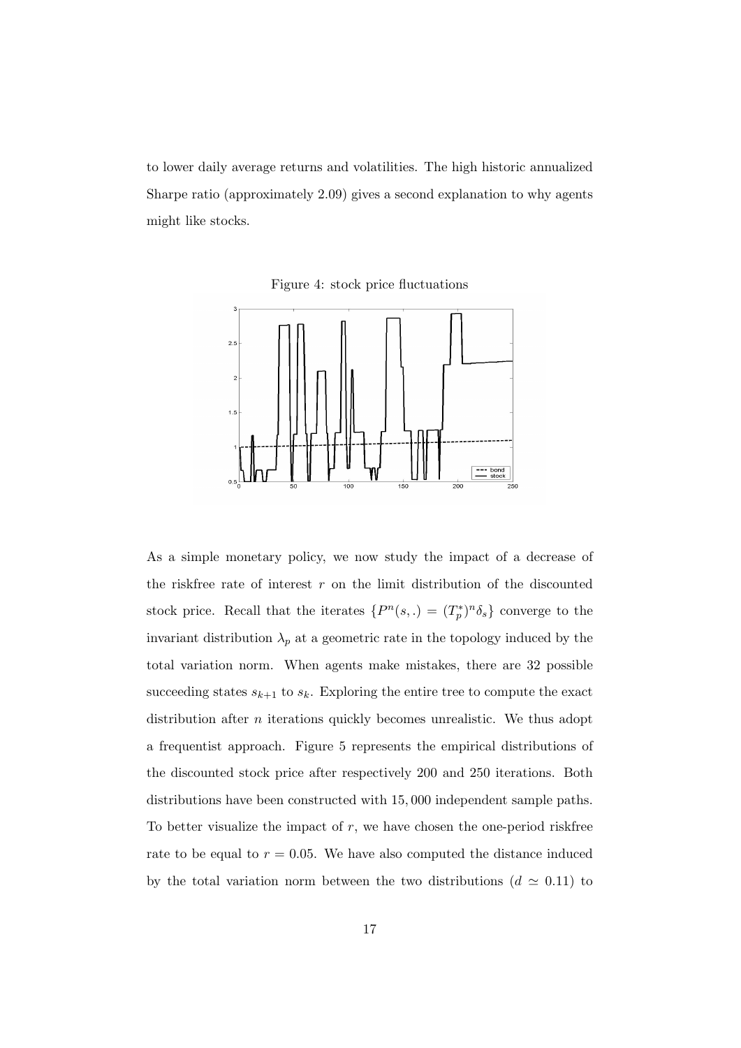to lower daily average returns and volatilities. The high historic annualized Sharpe ratio (approximately 2.09) gives a second explanation to why agents might like stocks.

Figure 4: stock price fluctuations

As a simple monetary policy, we now study the impact of a decrease of the riskfree rate of interest $r$ on the limit distribution of the discounted stock price. Recall that the iterates $\{P^n(s,.) = (T_p^*)^n \delta_s\}$ converge to the invariant distribution $\lambda_p$ at a geometric rate in the topology induced by the total variation norm. When agents make mistakes, there are 32 possible succeeding states $s_{k+1}$ to $s_k$. Exploring the entire tree to compute the exact distribution after $n$ iterations quickly becomes unrealistic. We thus adopt a frequentist approach. Figure 5 represents the empirical distributions of the discounted stock price after respectively 200 and 250 iterations. Both distributions have been constructed with 15,000 independent sample paths. To better visualize the impact of $r$, we have chosen the one-period riskfree rate to be equal to $r = 0.05$. We have also computed the distance induced by the total variation norm between the two distributions ($d \simeq 0.11$) to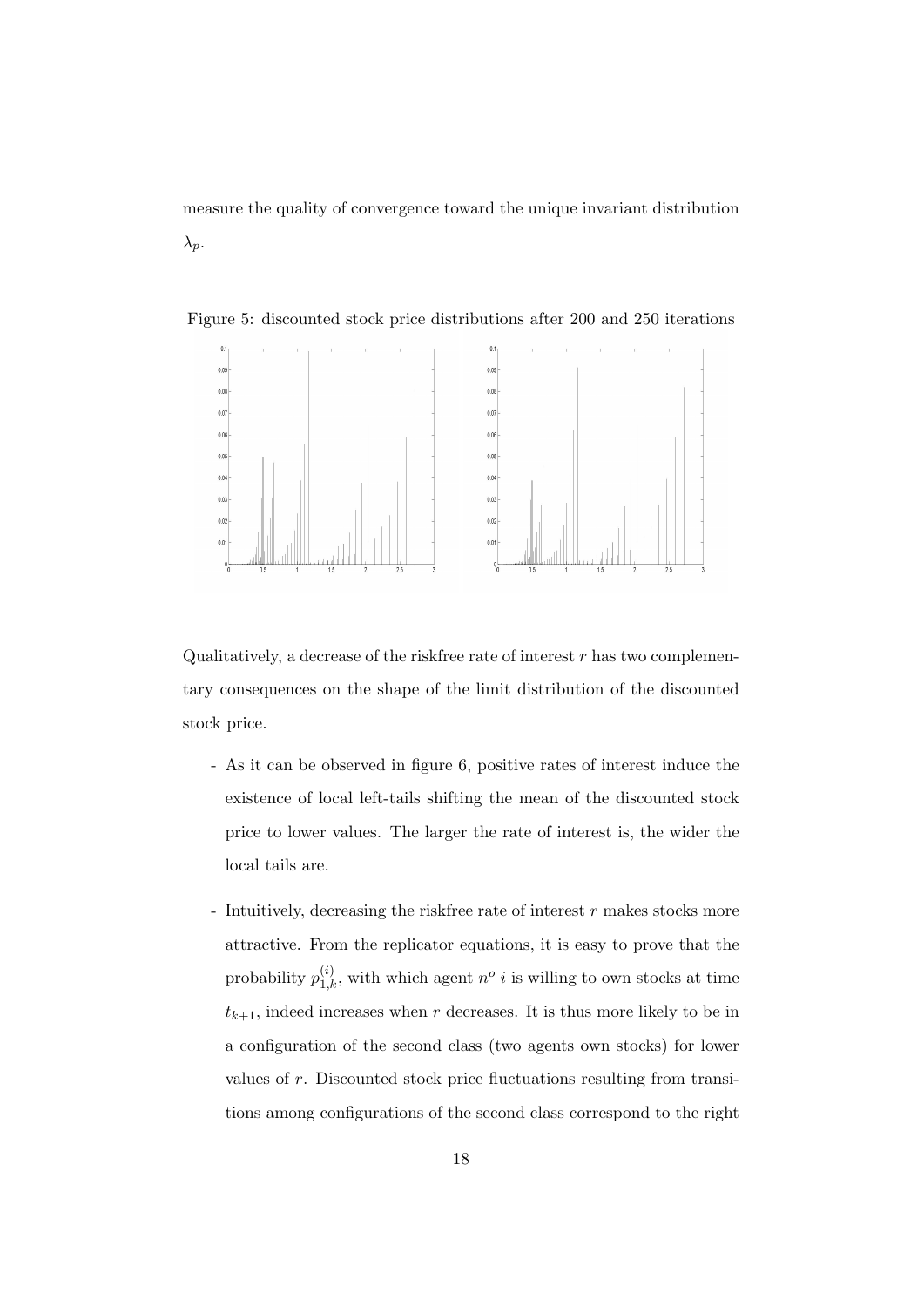measure the quality of convergence toward the unique invariant distribution $\lambda_p$.

Figure 5: discounted stock price distributions after 200 and 250 iterations

Qualitatively, a decrease of the riskfree rate of interest $r$ has two complementary consequences on the shape of the limit distribution of the discounted stock price.

- As it can be observed in figure 6, positive rates of interest induce the existence of local left-tails shifting the mean of the discounted stock price to lower values. The larger the rate of interest is, the wider the local tails are.

- Intuitively, decreasing the riskfree rate of interest $r$ makes stocks more attractive. From the replicator equations, it is easy to prove that the probability $p_{1,k}^{(i)}$, with which agent $n^o$ $i$ is willing to own stocks at time $t_{k+1}$, indeed increases when $r$ decreases. It is thus more likely to be in a configuration of the second class (two agents own stocks) for lower values of $r$. Discounted stock price fluctuations resulting from transitions among configurations of the second class correspond to the right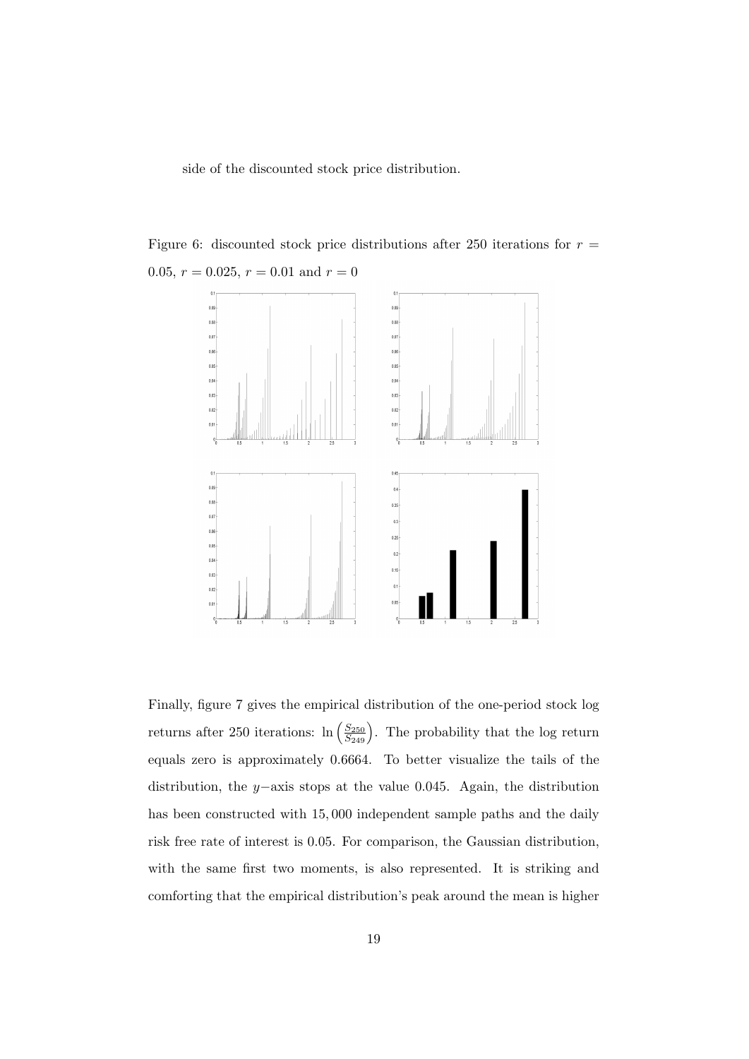side of the discounted stock price distribution.

Figure 6: discounted stock price distributions after 250 iterations for $r = 0.05$, $r = 0.025$, $r = 0.01$ and $r = 0$

Finally, figure 7 gives the empirical distribution of the one-period stock log returns after 250 iterations: $\ln\left(\frac{S_{250}}{S_{249}}\right)$. The probability that the log return equals zero is approximately 0.6664. To better visualize the tails of the distribution, the $y-$axis stops at the value 0.045. Again, the distribution has been constructed with 15,000 independent sample paths and the daily risk free rate of interest is 0.05. For comparison, the Gaussian distribution, with the same first two moments, is also represented. It is striking and comforting that the empirical distribution's peak around the mean is higher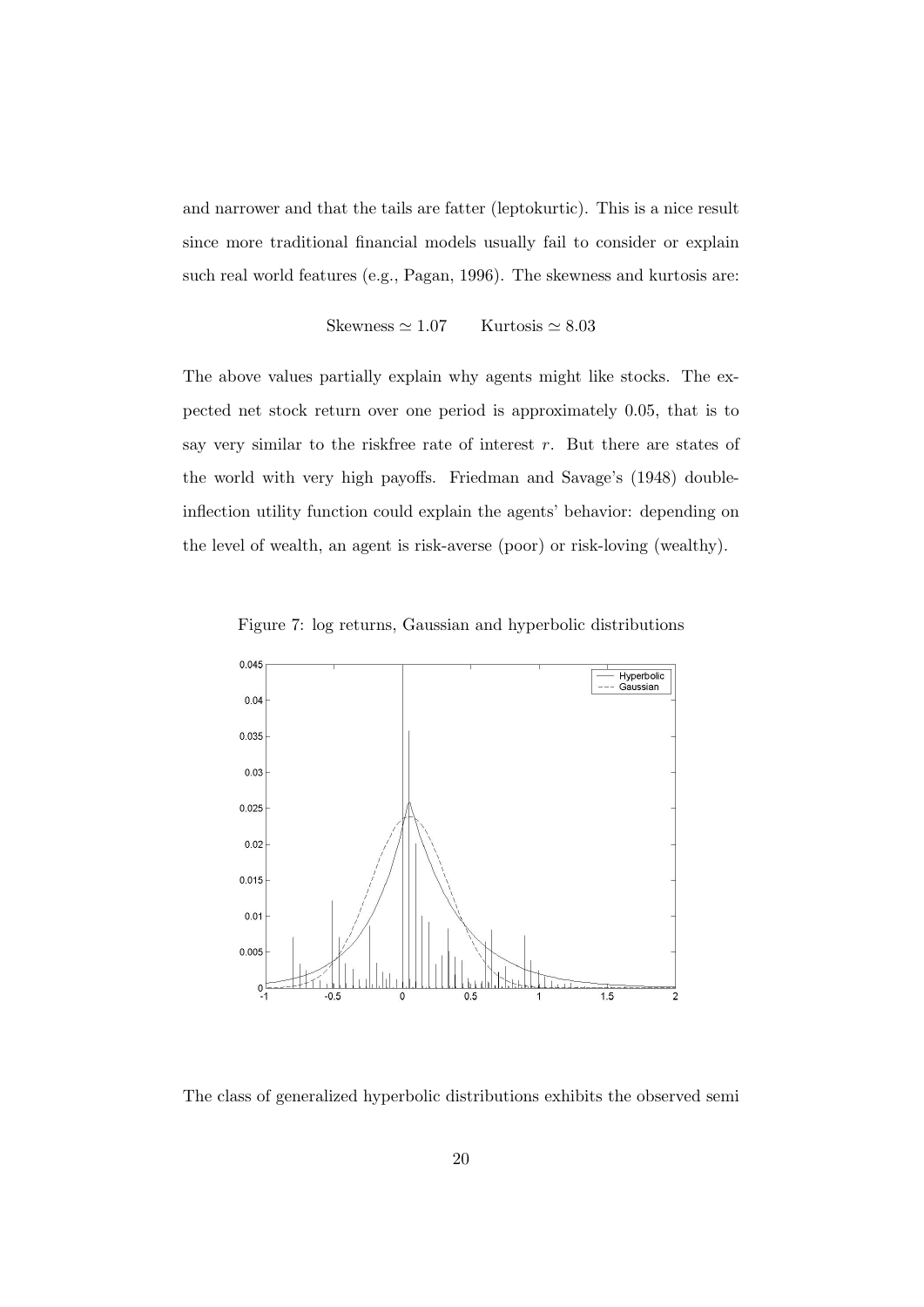and narrower and that the tails are fatter (leptokurtic). This is a nice result since more traditional financial models usually fail to consider or explain such real world features (e.g., Pagan, 1996). The skewness and kurtosis are:

$$\text{Skewness} \simeq 1.07 \qquad \text{Kurtosis} \simeq 8.03$$

The above values partially explain why agents might like stocks. The expected net stock return over one period is approximately 0.05, that is to say very similar to the riskfree rate of interest $r$. But there are states of the world with very high payoffs. Friedman and Savage's (1948) double-inflection utility function could explain the agents' behavior: depending on the level of wealth, an agent is risk-averse (poor) or risk-loving (wealthy).

Figure 7: log returns, Gaussian and hyperbolic distributions

The class of generalized hyperbolic distributions exhibits the observed semi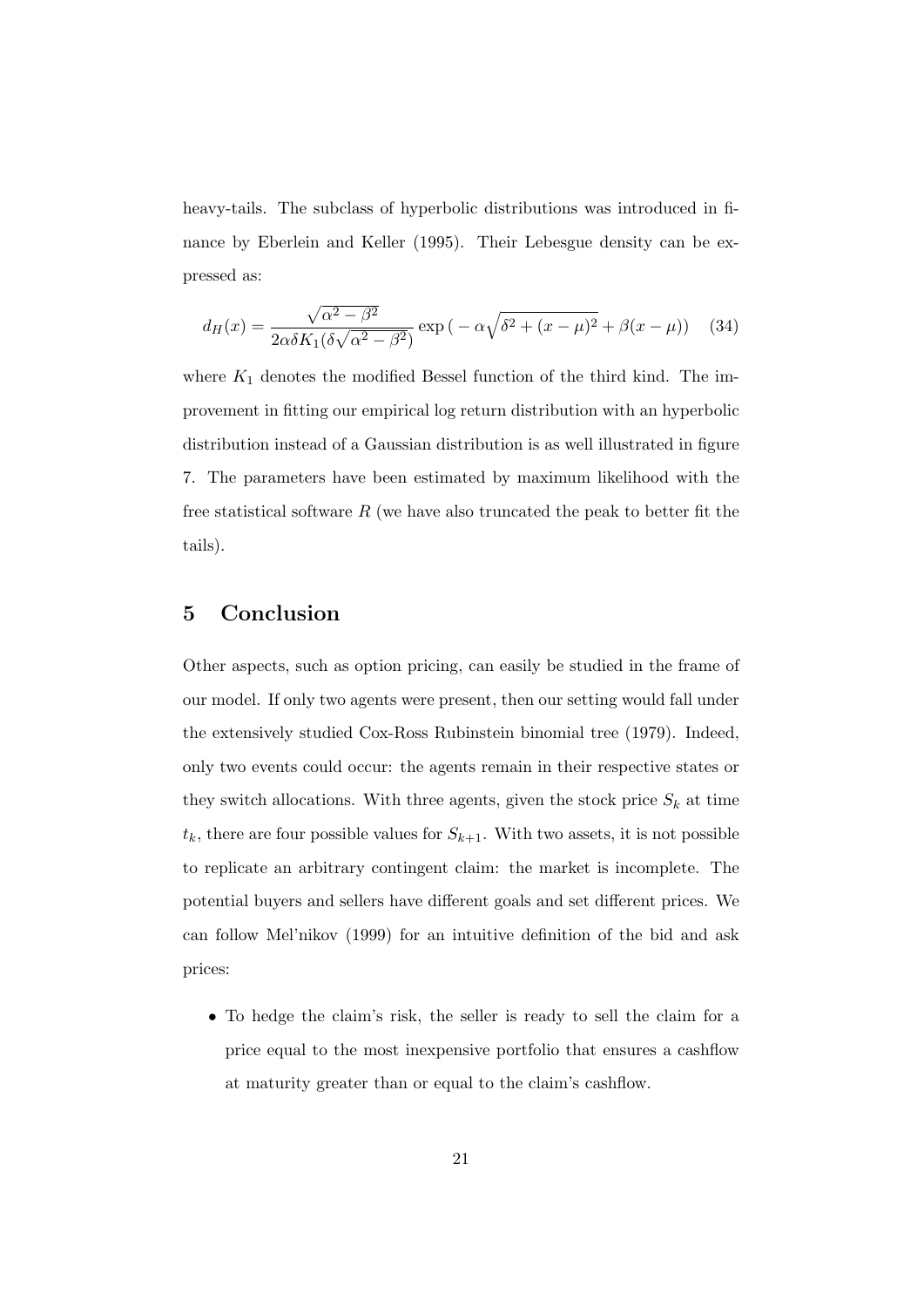heavy-tails. The subclass of hyperbolic distributions was introduced in finance by Eberlein and Keller (1995). Their Lebesgue density can be expressed as:

$$d_H(x) = \frac{\sqrt{\alpha^2 - \beta^2}}{2\alpha\delta K_1(\delta\sqrt{\alpha^2 - \beta^2})} \exp\big( - \alpha\sqrt{\delta^2 + (x-\mu)^2} + \beta(x-\mu)\big) \quad (34)$$

where $K_1$ denotes the modified Bessel function of the third kind. The improvement in fitting our empirical log return distribution with an hyperbolic distribution instead of a Gaussian distribution is as well illustrated in figure 7. The parameters have been estimated by maximum likelihood with the free statistical software $R$ (we have also truncated the peak to better fit the tails).

## 5 Conclusion

Other aspects, such as option pricing, can easily be studied in the frame of our model. If only two agents were present, then our setting would fall under the extensively studied Cox-Ross Rubinstein binomial tree (1979). Indeed, only two events could occur: the agents remain in their respective states or they switch allocations. With three agents, given the stock price $S_k$ at time $t_k$, there are four possible values for $S_{k+1}$. With two assets, it is not possible to replicate an arbitrary contingent claim: the market is incomplete. The potential buyers and sellers have different goals and set different prices. We can follow Mel'nikov (1999) for an intuitive definition of the bid and ask prices:

- To hedge the claim's risk, the seller is ready to sell the claim for a price equal to the most inexpensive portfolio that ensures a cashflow at maturity greater than or equal to the claim's cashflow.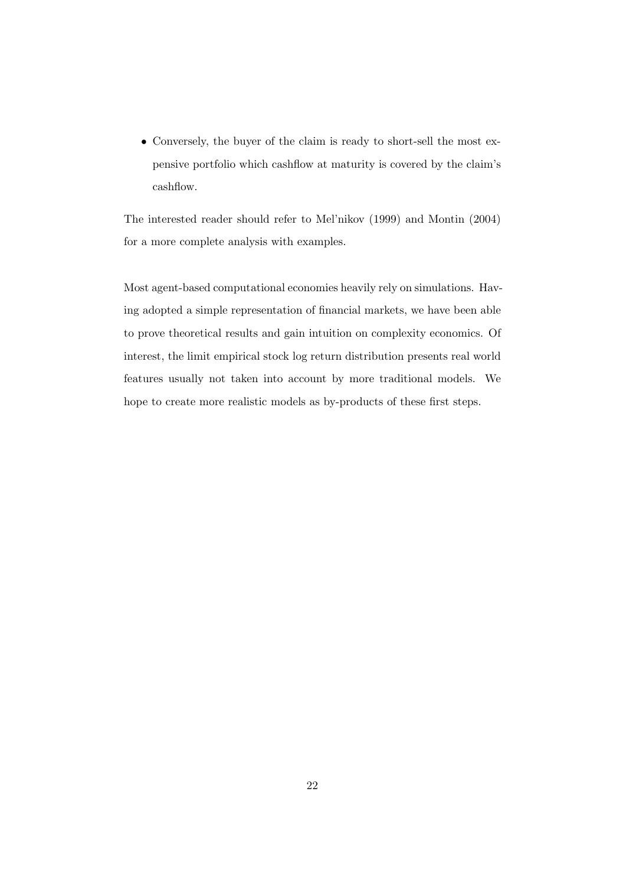- Conversely, the buyer of the claim is ready to short-sell the most expensive portfolio which cashflow at maturity is covered by the claim's cashflow.

The interested reader should refer to Mel'nikov (1999) and Montin (2004) for a more complete analysis with examples.

Most agent-based computational economies heavily rely on simulations. Having adopted a simple representation of financial markets, we have been able to prove theoretical results and gain intuition on complexity economics. Of interest, the limit empirical stock log return distribution presents real world features usually not taken into account by more traditional models. We hope to create more realistic models as by-products of these first steps.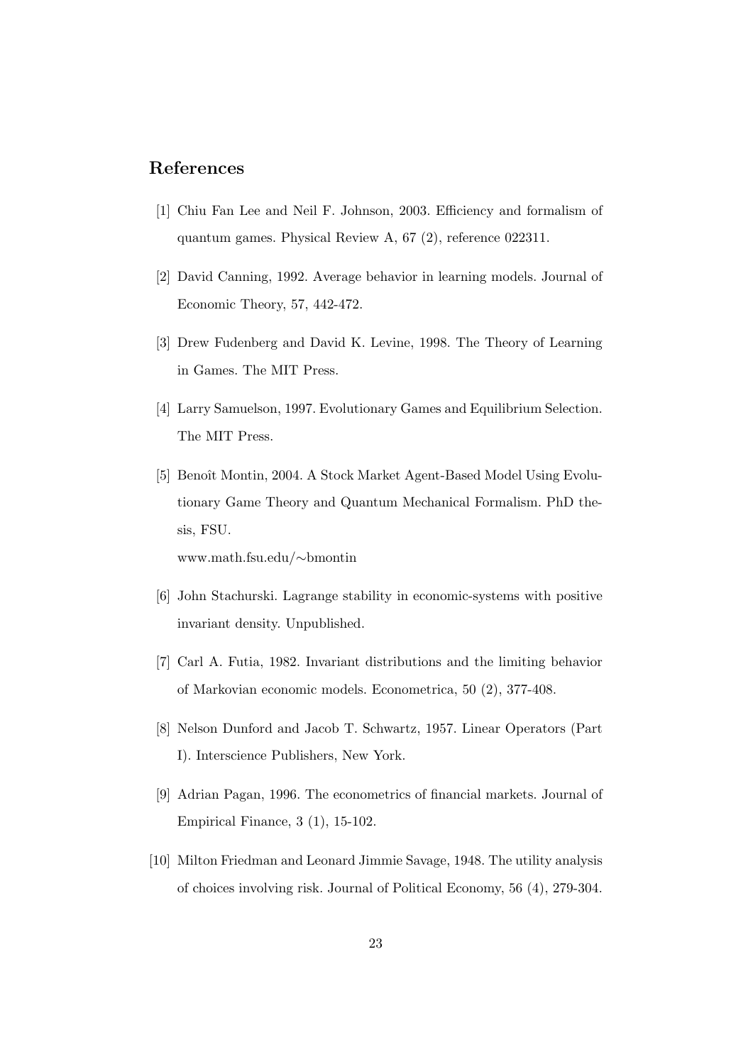## References

[1] Chiu Fan Lee and Neil F. Johnson, 2003. Efficiency and formalism of quantum games. Physical Review A, 67 (2), reference 022311.

[2] David Canning, 1992. Average behavior in learning models. Journal of Economic Theory, 57, 442-472.

[3] Drew Fudenberg and David K. Levine, 1998. The Theory of Learning in Games. The MIT Press.

[4] Larry Samuelson, 1997. Evolutionary Games and Equilibrium Selection. The MIT Press.

[5] Benoît Montin, 2004. A Stock Market Agent-Based Model Using Evolutionary Game Theory and Quantum Mechanical Formalism. PhD thesis, FSU.
www.math.fsu.edu/∼bmontin

[6] John Stachurski. Lagrange stability in economic-systems with positive invariant density. Unpublished.

[7] Carl A. Futia, 1982. Invariant distributions and the limiting behavior of Markovian economic models. Econometrica, 50 (2), 377-408.

[8] Nelson Dunford and Jacob T. Schwartz, 1957. Linear Operators (Part I). Interscience Publishers, New York.

[9] Adrian Pagan, 1996. The econometrics of financial markets. Journal of Empirical Finance, 3 (1), 15-102.

[10] Milton Friedman and Leonard Jimmie Savage, 1948. The utility analysis of choices involving risk. Journal of Political Economy, 56 (4), 279-304.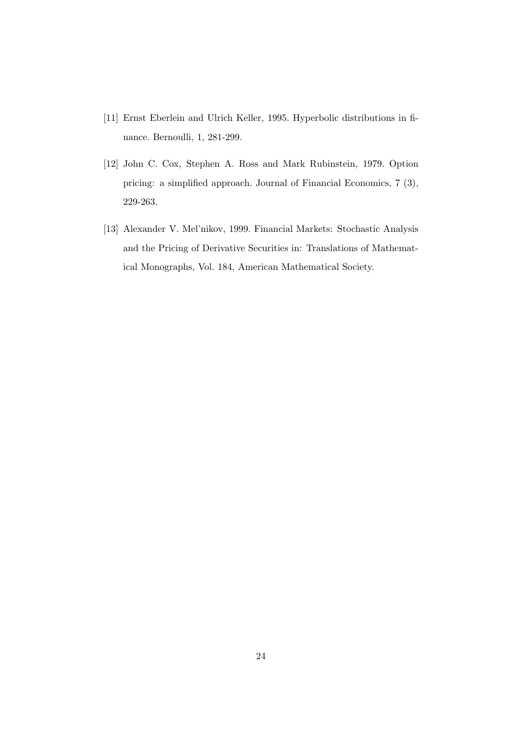[11] Ernst Eberlein and Ulrich Keller, 1995. Hyperbolic distributions in finance. Bernoulli, 1, 281-299.

[12] John C. Cox, Stephen A. Ross and Mark Rubinstein, 1979. Option pricing: a simplified approach. Journal of Financial Economics, 7 (3), 229-263.

[13] Alexander V. Mel'nikov, 1999. Financial Markets: Stochastic Analysis and the Pricing of Derivative Securities in: Translations of Mathematical Monographs, Vol. 184, American Mathematical Society.